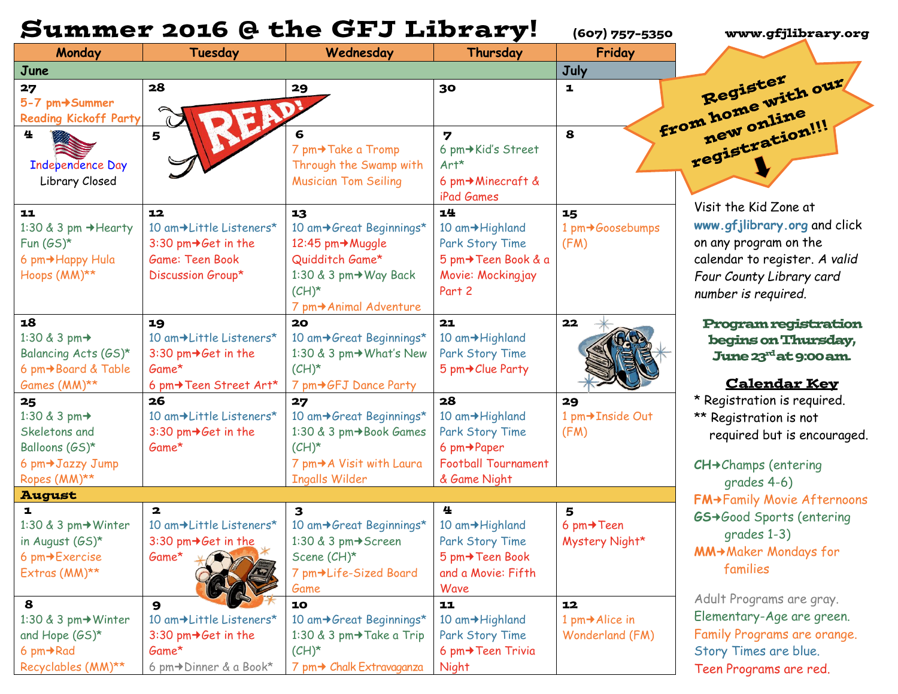# Summer 2016 @ the GFJ Library!

(607) 757-5350 www.gfjlibrary.org

| Monday | Tuesday | Wednesday | Thursday | Friday |
|---|---|---|---|---|
| **June** | | | | **July** |
| **27** 5-7 pm→Summer Reading Kickoff Party | **28** | **29** | **30** | **1** |
| **4** Independence Day Library Closed | **5** | **6** 7 pm→Take a Tromp Through the Swamp with Musician Tom Seiling | **7** 6 pm→Kid's Street Art* 6 pm→Minecraft & iPad Games | **8** |
| **11** 1:30 & 3 pm →Hearty Fun (GS)* 6 pm→Happy Hula Hoops (MM)** | **12** 10 am→Little Listeners* 3:30 pm→Get in the Game: Teen Book Discussion Group* | **13** 10 am→Great Beginnings* 12:45 pm→Muggle Quidditch Game* 1:30 & 3 pm→Way Back (CH)* 7 pm→Animal Adventure | **14** 10 am→Highland Park Story Time 5 pm→Teen Book & a Movie: Mockingjay Part 2 | **15** 1 pm→Goosebumps (FM) |
| **18** 1:30 & 3 pm→ Balancing Acts (GS)* 6 pm→Board & Table Games (MM)** | **19** 10 am→Little Listeners* 3:30 pm→Get in the Game* 6 pm→Teen Street Art* | **20** 10 am→Great Beginnings* 1:30 & 3 pm→What's New (CH)* 7 pm→GFJ Dance Party | **21** 10 am→Highland Park Story Time 5 pm→Clue Party | **22** |
| **25** 1:30 & 3 pm→ Skeletons and Balloons (GS)* 6 pm→Jazzy Jump Ropes (MM)** | **26** 10 am→Little Listeners* 3:30 pm→Get in the Game* | **27** 10 am→Great Beginnings* 1:30 & 3 pm→Book Games (CH)* 7 pm→A Visit with Laura Ingalls Wilder | **28** 10 am→Highland Park Story Time 6 pm→Paper Football Tournament & Game Night | **29** 1 pm→Inside Out (FM) |
| **August** | | | | |
| **1** 1:30 & 3 pm→Winter in August (GS)* 6 pm→Exercise Extras (MM)** | **2** 10 am→Little Listeners* 3:30 pm→Get in the Game* | **3** 10 am→Great Beginnings* 1:30 & 3 pm→Screen Scene (CH)* 7 pm→Life-Sized Board Game | **4** 10 am→Highland Park Story Time 5 pm→Teen Book and a Movie: Fifth Wave | **5** 6 pm→Teen Mystery Night* |
| **8** 1:30 & 3 pm→Winter and Hope (GS)* 6 pm→Rad Recyclables (MM)** | **9** 10 am→Little Listeners* 3:30 pm→Get in the Game* 6 pm→Dinner & a Book* | **10** 10 am→Great Beginnings* 1:30 & 3 pm→Take a Trip (CH)* 7 pm→ Chalk Extravaganza | **11** 10 am→Highland Park Story Time 6 pm→Teen Trivia Night | **12** 1 pm→Alice in Wonderland (FM) |

**Register from home with our new online registration!!!**

Visit the Kid Zone at **www.gfjlibrary.org** and click on any program on the calendar to register. *A valid Four County Library card number is required.*

**Program registration begins on Thursday, June 23rd at 9:00 am.**

## Calendar Key

\* Registration is required.

\*\* Registration is not required but is encouraged.

CH→Champs (entering grades 4-6)

FM→Family Movie Afternoons

GS→Good Sports (entering grades 1-3)

MM→Maker Mondays for families

Adult Programs are gray.
Elementary-Age are green.
Family Programs are orange.
Story Times are blue.
Teen Programs are red.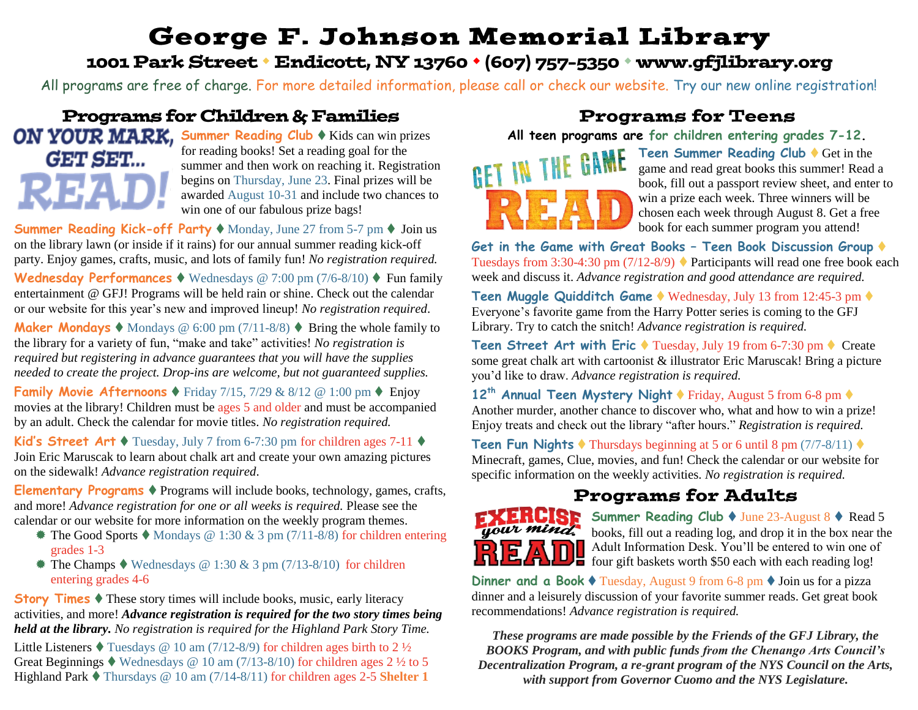# George F. Johnson Memorial Library

**1001 Park Street ♦ Endicott, NY 13760 ♦ (607) 757-5350 ♦ www.gfjlibrary.org**

All programs are free of charge. For more detailed information, please call or check our website. Try our new online registration!

## Programs for Children & Families

ON YOUR MARK, GET SET... READ!

**Summer Reading Club** ♦ Kids can win prizes for reading books! Set a reading goal for the summer and then work on reaching it. Registration begins on Thursday, June 23. Final prizes will be awarded August 10-31 and include two chances to win one of our fabulous prize bags!

**Summer Reading Kick-off Party** ♦ Monday, June 27 from 5-7 pm ♦ Join us on the library lawn (or inside if it rains) for our annual summer reading kick-off party. Enjoy games, crafts, music, and lots of family fun! *No registration required.*

**Wednesday Performances** ♦ Wednesdays @ 7:00 pm (7/6-8/10) ♦ Fun family entertainment @ GFJ! Programs will be held rain or shine. Check out the calendar or our website for this year's new and improved lineup! *No registration required.*

**Maker Mondays** ♦ Mondays @ 6:00 pm (7/11-8/8) ♦ Bring the whole family to the library for a variety of fun, "make and take" activities! *No registration is required but registering in advance guarantees that you will have the supplies needed to create the project. Drop-ins are welcome, but not guaranteed supplies.*

**Family Movie Afternoons** ♦ Friday 7/15, 7/29 & 8/12 @ 1:00 pm ♦ Enjoy movies at the library! Children must be ages 5 and older and must be accompanied by an adult. Check the calendar for movie titles. *No registration required.*

**Kid's Street Art** ♦ Tuesday, July 7 from 6-7:30 pm for children ages 7-11 ♦ Join Eric Maruscak to learn about chalk art and create your own amazing pictures on the sidewalk! *Advance registration required.*

**Elementary Programs** ♦ Programs will include books, technology, games, crafts, and more! *Advance registration for one or all weeks is required.* Please see the calendar or our website for more information on the weekly program themes.

- The Good Sports ♦ Mondays @ 1:30 & 3 pm (7/11-8/8) for children entering grades 1-3
- The Champs ♦ Wednesdays @ 1:30 & 3 pm (7/13-8/10) for children entering grades 4-6

**Story Times** ♦ These story times will include books, music, early literacy activities, and more! ***Advance registration is required for the two story times being held at the library.*** *No registration is required for the Highland Park Story Time.*

Little Listeners ♦ Tuesdays @ 10 am (7/12-8/9) for children ages birth to 2 ½
Great Beginnings ♦ Wednesdays @ 10 am (7/13-8/10) for children ages 2 ½ to 5
Highland Park ♦ Thursdays @ 10 am (7/14-8/11) for children ages 2-5 **Shelter 1**

## Programs for Teens

**All teen programs are for children entering grades 7-12.**

GET IN THE GAME READ

**Teen Summer Reading Club** ♦ Get in the game and read great books this summer! Read a book, fill out a passport review sheet, and enter to win a prize each week. Three winners will be chosen each week through August 8. Get a free book for each summer program you attend!

**Get in the Game with Great Books – Teen Book Discussion Group** ♦ Tuesdays from 3:30-4:30 pm (7/12-8/9) ♦ Participants will read one free book each week and discuss it. *Advance registration and good attendance are required.*

**Teen Muggle Quidditch Game** ♦ Wednesday, July 13 from 12:45-3 pm ♦ Everyone's favorite game from the Harry Potter series is coming to the GFJ Library. Try to catch the snitch! *Advance registration is required.*

**Teen Street Art with Eric** ♦ Tuesday, July 19 from 6-7:30 pm ♦ Create some great chalk art with cartoonist & illustrator Eric Maruscak! Bring a picture you'd like to draw. *Advance registration is required.*

**12th Annual Teen Mystery Night** ♦ Friday, August 5 from 6-8 pm ♦ Another murder, another chance to discover who, what and how to win a prize! Enjoy treats and check out the library "after hours." *Registration is required.*

**Teen Fun Nights** ♦ Thursdays beginning at 5 or 6 until 8 pm (7/7-8/11) ♦ Minecraft, games, Clue, movies, and fun! Check the calendar or our website for specific information on the weekly activities. *No registration is required.*

## Programs for Adults

EXERCISE your mind. READ!

**Summer Reading Club** ♦ June 23-August 8 ♦ Read 5 books, fill out a reading log, and drop it in the box near the Adult Information Desk. You'll be entered to win one of four gift baskets worth $50 each with each reading log!

**Dinner and a Book** ♦ Tuesday, August 9 from 6-8 pm ♦ Join us for a pizza dinner and a leisurely discussion of your favorite summer reads. Get great book recommendations! *Advance registration is required.*

***These programs are made possible by the Friends of the GFJ Library, the BOOKS Program, and with public funds from the Chenango Arts Council's Decentralization Program, a re-grant program of the NYS Council on the Arts, with support from Governor Cuomo and the NYS Legislature.***